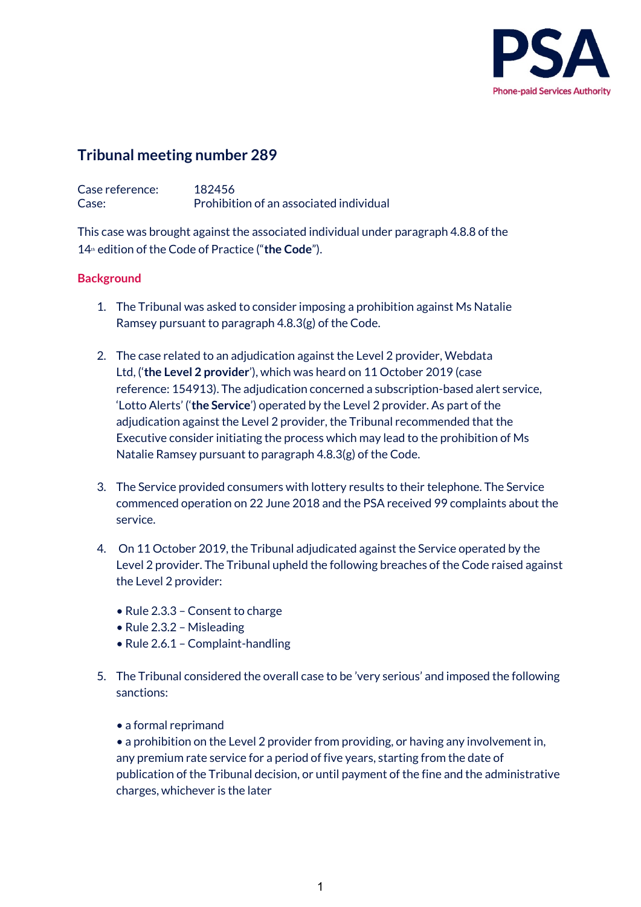# Tribunal meeting number 289

Case reference: 182456
Case: Prohibition of an associated individual

This case was brought against the associated individual under paragraph 4.8.8 of the 14th edition of the Code of Practice ("**the Code**").

## Background

1. The Tribunal was asked to consider imposing a prohibition against Ms Natalie Ramsey pursuant to paragraph 4.8.3(g) of the Code.

2. The case related to an adjudication against the Level 2 provider, Webdata Ltd, ('**the Level 2 provider**'), which was heard on 11 October 2019 (case reference: 154913). The adjudication concerned a subscription-based alert service, 'Lotto Alerts' ('**the Service**') operated by the Level 2 provider. As part of the adjudication against the Level 2 provider, the Tribunal recommended that the Executive consider initiating the process which may lead to the prohibition of Ms Natalie Ramsey pursuant to paragraph 4.8.3(g) of the Code.

3. The Service provided consumers with lottery results to their telephone. The Service commenced operation on 22 June 2018 and the PSA received 99 complaints about the service.

4. On 11 October 2019, the Tribunal adjudicated against the Service operated by the Level 2 provider. The Tribunal upheld the following breaches of the Code raised against the Level 2 provider:

   - Rule 2.3.3 – Consent to charge
   - Rule 2.3.2 – Misleading
   - Rule 2.6.1 – Complaint-handling

5. The Tribunal considered the overall case to be 'very serious' and imposed the following sanctions:

   - a formal reprimand
   - a prohibition on the Level 2 provider from providing, or having any involvement in, any premium rate service for a period of five years, starting from the date of publication of the Tribunal decision, or until payment of the fine and the administrative charges, whichever is the later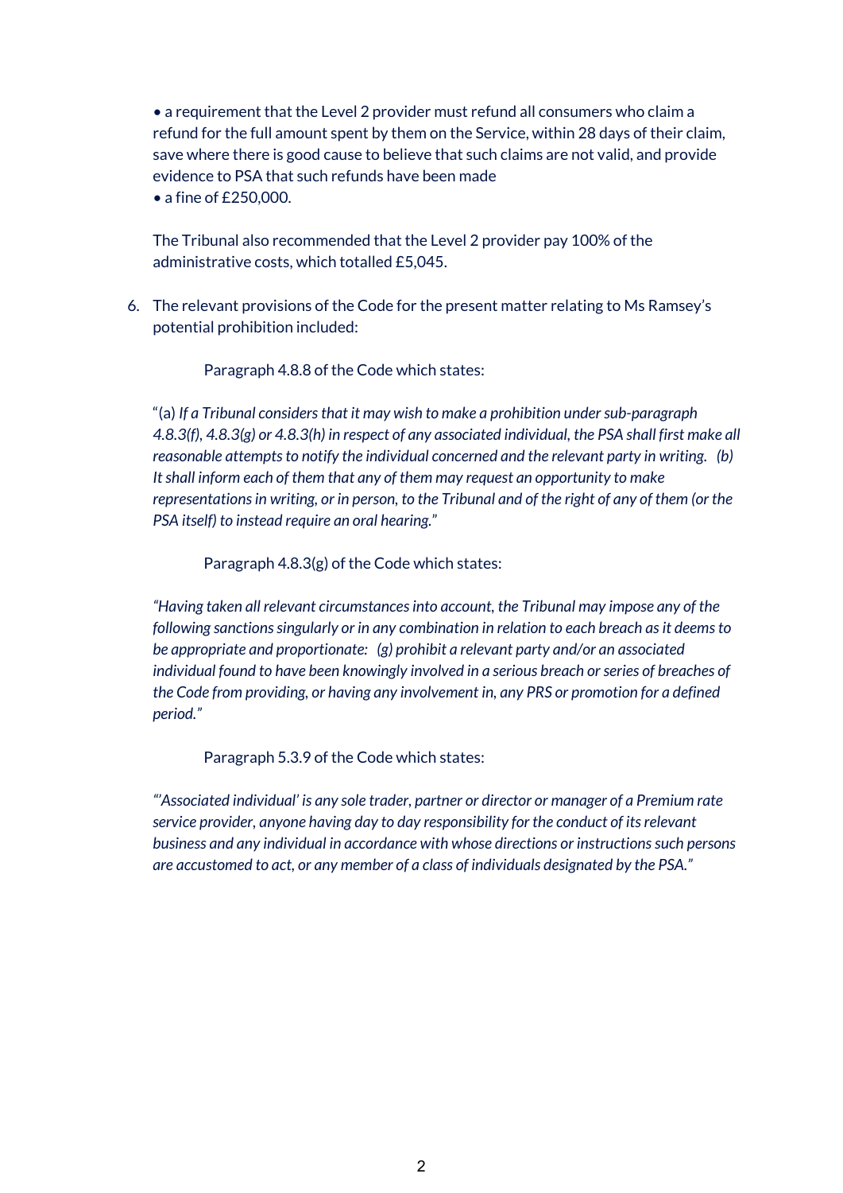- a requirement that the Level 2 provider must refund all consumers who claim a refund for the full amount spent by them on the Service, within 28 days of their claim, save where there is good cause to believe that such claims are not valid, and provide evidence to PSA that such refunds have been made
- a fine of £250,000.

The Tribunal also recommended that the Level 2 provider pay 100% of the administrative costs, which totalled £5,045.

6. The relevant provisions of the Code for the present matter relating to Ms Ramsey's potential prohibition included:

   Paragraph 4.8.8 of the Code which states:

   "(a) *If a Tribunal considers that it may wish to make a prohibition under sub-paragraph 4.8.3(f), 4.8.3(g) or 4.8.3(h) in respect of any associated individual, the PSA shall first make all reasonable attempts to notify the individual concerned and the relevant party in writing. (b) It shall inform each of them that any of them may request an opportunity to make representations in writing, or in person, to the Tribunal and of the right of any of them (or the PSA itself) to instead require an oral hearing.*"

   Paragraph 4.8.3(g) of the Code which states:

   *"Having taken all relevant circumstances into account, the Tribunal may impose any of the following sanctions singularly or in any combination in relation to each breach as it deems to be appropriate and proportionate: (g) prohibit a relevant party and/or an associated individual found to have been knowingly involved in a serious breach or series of breaches of the Code from providing, or having any involvement in, any PRS or promotion for a defined period."*

   Paragraph 5.3.9 of the Code which states:

   *"'Associated individual' is any sole trader, partner or director or manager of a Premium rate service provider, anyone having day to day responsibility for the conduct of its relevant business and any individual in accordance with whose directions or instructions such persons are accustomed to act, or any member of a class of individuals designated by the PSA."*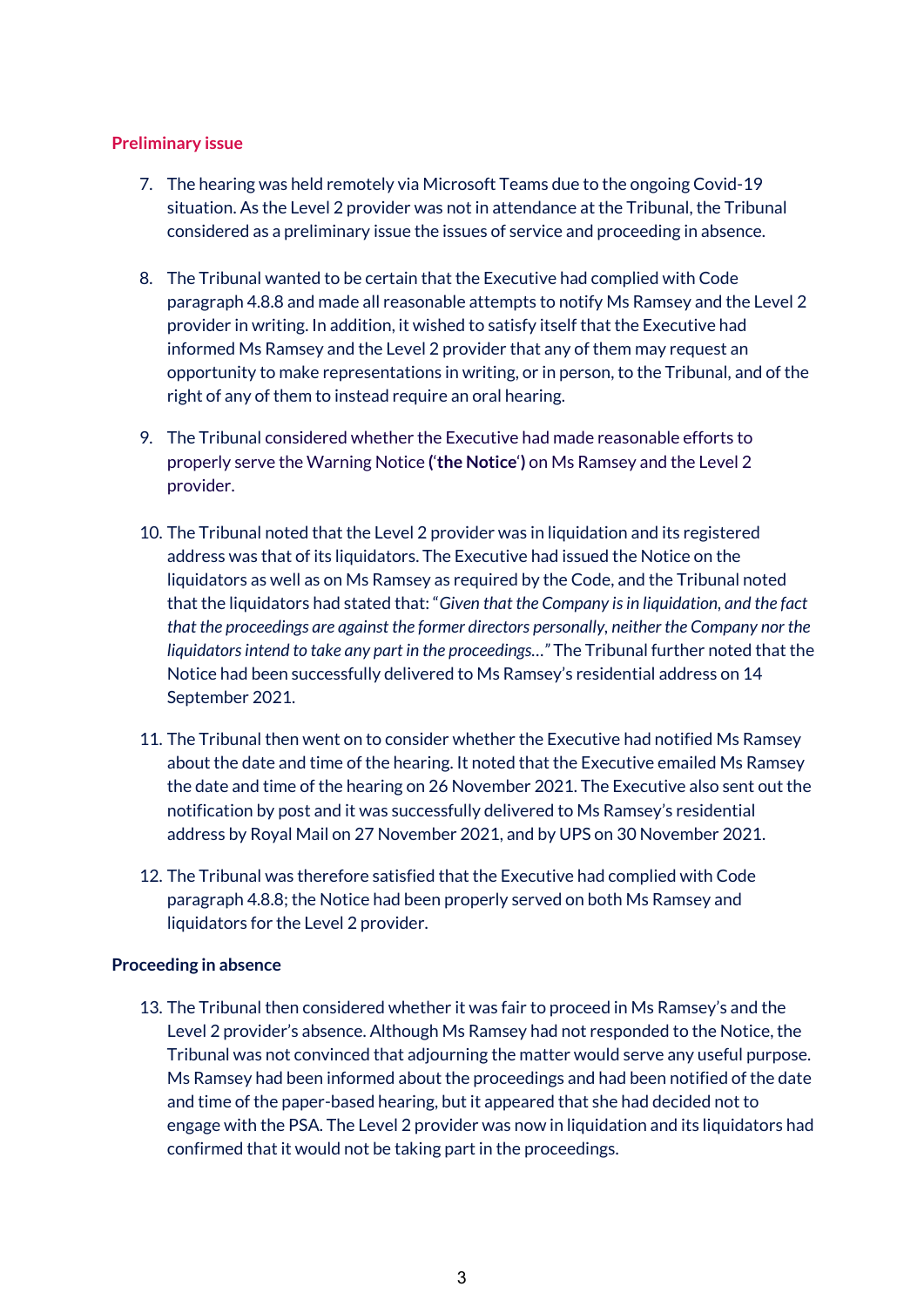## Preliminary issue

7. The hearing was held remotely via Microsoft Teams due to the ongoing Covid-19 situation. As the Level 2 provider was not in attendance at the Tribunal, the Tribunal considered as a preliminary issue the issues of service and proceeding in absence.

8. The Tribunal wanted to be certain that the Executive had complied with Code paragraph 4.8.8 and made all reasonable attempts to notify Ms Ramsey and the Level 2 provider in writing. In addition, it wished to satisfy itself that the Executive had informed Ms Ramsey and the Level 2 provider that any of them may request an opportunity to make representations in writing, or in person, to the Tribunal, and of the right of any of them to instead require an oral hearing.

9. The Tribunal considered whether the Executive had made reasonable efforts to properly serve the Warning Notice (**'the Notice'**) on Ms Ramsey and the Level 2 provider.

10. The Tribunal noted that the Level 2 provider was in liquidation and its registered address was that of its liquidators. The Executive had issued the Notice on the liquidators as well as on Ms Ramsey as required by the Code, and the Tribunal noted that the liquidators had stated that: "*Given that the Company is in liquidation, and the fact that the proceedings are against the former directors personally, neither the Company nor the liquidators intend to take any part in the proceedings…"* The Tribunal further noted that the Notice had been successfully delivered to Ms Ramsey's residential address on 14 September 2021.

11. The Tribunal then went on to consider whether the Executive had notified Ms Ramsey about the date and time of the hearing. It noted that the Executive emailed Ms Ramsey the date and time of the hearing on 26 November 2021. The Executive also sent out the notification by post and it was successfully delivered to Ms Ramsey's residential address by Royal Mail on 27 November 2021, and by UPS on 30 November 2021.

12. The Tribunal was therefore satisfied that the Executive had complied with Code paragraph 4.8.8; the Notice had been properly served on both Ms Ramsey and liquidators for the Level 2 provider.

## Proceeding in absence

13. The Tribunal then considered whether it was fair to proceed in Ms Ramsey's and the Level 2 provider's absence. Although Ms Ramsey had not responded to the Notice, the Tribunal was not convinced that adjourning the matter would serve any useful purpose. Ms Ramsey had been informed about the proceedings and had been notified of the date and time of the paper-based hearing, but it appeared that she had decided not to engage with the PSA. The Level 2 provider was now in liquidation and its liquidators had confirmed that it would not be taking part in the proceedings.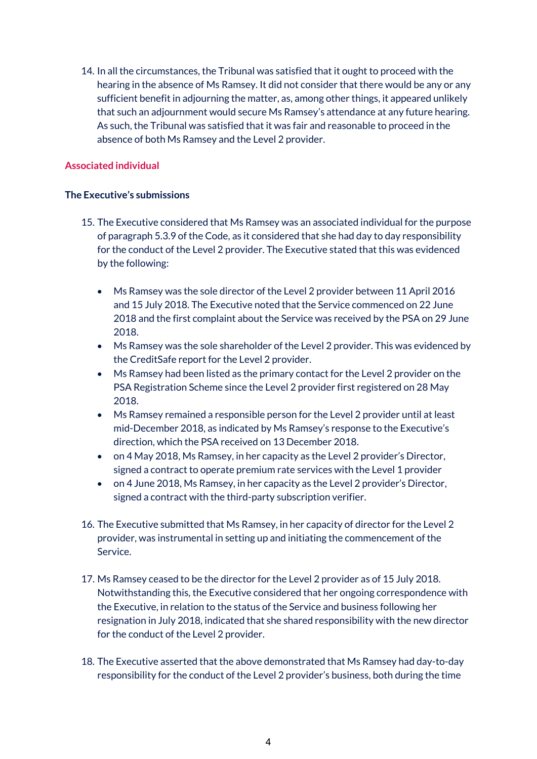14. In all the circumstances, the Tribunal was satisfied that it ought to proceed with the hearing in the absence of Ms Ramsey. It did not consider that there would be any or any sufficient benefit in adjourning the matter, as, among other things, it appeared unlikely that such an adjournment would secure Ms Ramsey's attendance at any future hearing. As such, the Tribunal was satisfied that it was fair and reasonable to proceed in the absence of both Ms Ramsey and the Level 2 provider.

## Associated individual

### The Executive's submissions

15. The Executive considered that Ms Ramsey was an associated individual for the purpose of paragraph 5.3.9 of the Code, as it considered that she had day to day responsibility for the conduct of the Level 2 provider. The Executive stated that this was evidenced by the following:

    - Ms Ramsey was the sole director of the Level 2 provider between 11 April 2016 and 15 July 2018. The Executive noted that the Service commenced on 22 June 2018 and the first complaint about the Service was received by the PSA on 29 June 2018.
    - Ms Ramsey was the sole shareholder of the Level 2 provider. This was evidenced by the CreditSafe report for the Level 2 provider.
    - Ms Ramsey had been listed as the primary contact for the Level 2 provider on the PSA Registration Scheme since the Level 2 provider first registered on 28 May 2018.
    - Ms Ramsey remained a responsible person for the Level 2 provider until at least mid-December 2018, as indicated by Ms Ramsey's response to the Executive's direction, which the PSA received on 13 December 2018.
    - on 4 May 2018, Ms Ramsey, in her capacity as the Level 2 provider's Director, signed a contract to operate premium rate services with the Level 1 provider
    - on 4 June 2018, Ms Ramsey, in her capacity as the Level 2 provider's Director, signed a contract with the third-party subscription verifier.

16. The Executive submitted that Ms Ramsey, in her capacity of director for the Level 2 provider, was instrumental in setting up and initiating the commencement of the Service.

17. Ms Ramsey ceased to be the director for the Level 2 provider as of 15 July 2018. Notwithstanding this, the Executive considered that her ongoing correspondence with the Executive, in relation to the status of the Service and business following her resignation in July 2018, indicated that she shared responsibility with the new director for the conduct of the Level 2 provider.

18. The Executive asserted that the above demonstrated that Ms Ramsey had day-to-day responsibility for the conduct of the Level 2 provider's business, both during the time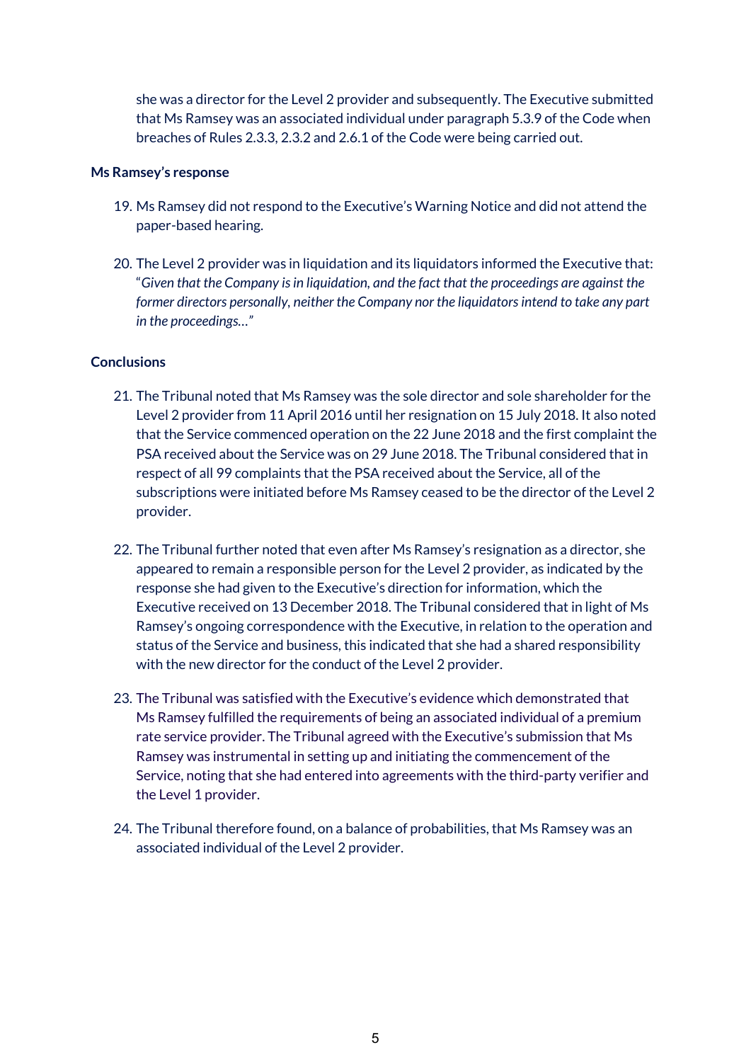she was a director for the Level 2 provider and subsequently. The Executive submitted that Ms Ramsey was an associated individual under paragraph 5.3.9 of the Code when breaches of Rules 2.3.3, 2.3.2 and 2.6.1 of the Code were being carried out.

**Ms Ramsey's response**

19. Ms Ramsey did not respond to the Executive's Warning Notice and did not attend the paper-based hearing.

20. The Level 2 provider was in liquidation and its liquidators informed the Executive that: "*Given that the Company is in liquidation, and the fact that the proceedings are against the former directors personally, neither the Company nor the liquidators intend to take any part in the proceedings…*"

**Conclusions**

21. The Tribunal noted that Ms Ramsey was the sole director and sole shareholder for the Level 2 provider from 11 April 2016 until her resignation on 15 July 2018. It also noted that the Service commenced operation on the 22 June 2018 and the first complaint the PSA received about the Service was on 29 June 2018. The Tribunal considered that in respect of all 99 complaints that the PSA received about the Service, all of the subscriptions were initiated before Ms Ramsey ceased to be the director of the Level 2 provider.

22. The Tribunal further noted that even after Ms Ramsey's resignation as a director, she appeared to remain a responsible person for the Level 2 provider, as indicated by the response she had given to the Executive's direction for information, which the Executive received on 13 December 2018. The Tribunal considered that in light of Ms Ramsey's ongoing correspondence with the Executive, in relation to the operation and status of the Service and business, this indicated that she had a shared responsibility with the new director for the conduct of the Level 2 provider.

23. The Tribunal was satisfied with the Executive's evidence which demonstrated that Ms Ramsey fulfilled the requirements of being an associated individual of a premium rate service provider. The Tribunal agreed with the Executive's submission that Ms Ramsey was instrumental in setting up and initiating the commencement of the Service, noting that she had entered into agreements with the third-party verifier and the Level 1 provider.

24. The Tribunal therefore found, on a balance of probabilities, that Ms Ramsey was an associated individual of the Level 2 provider.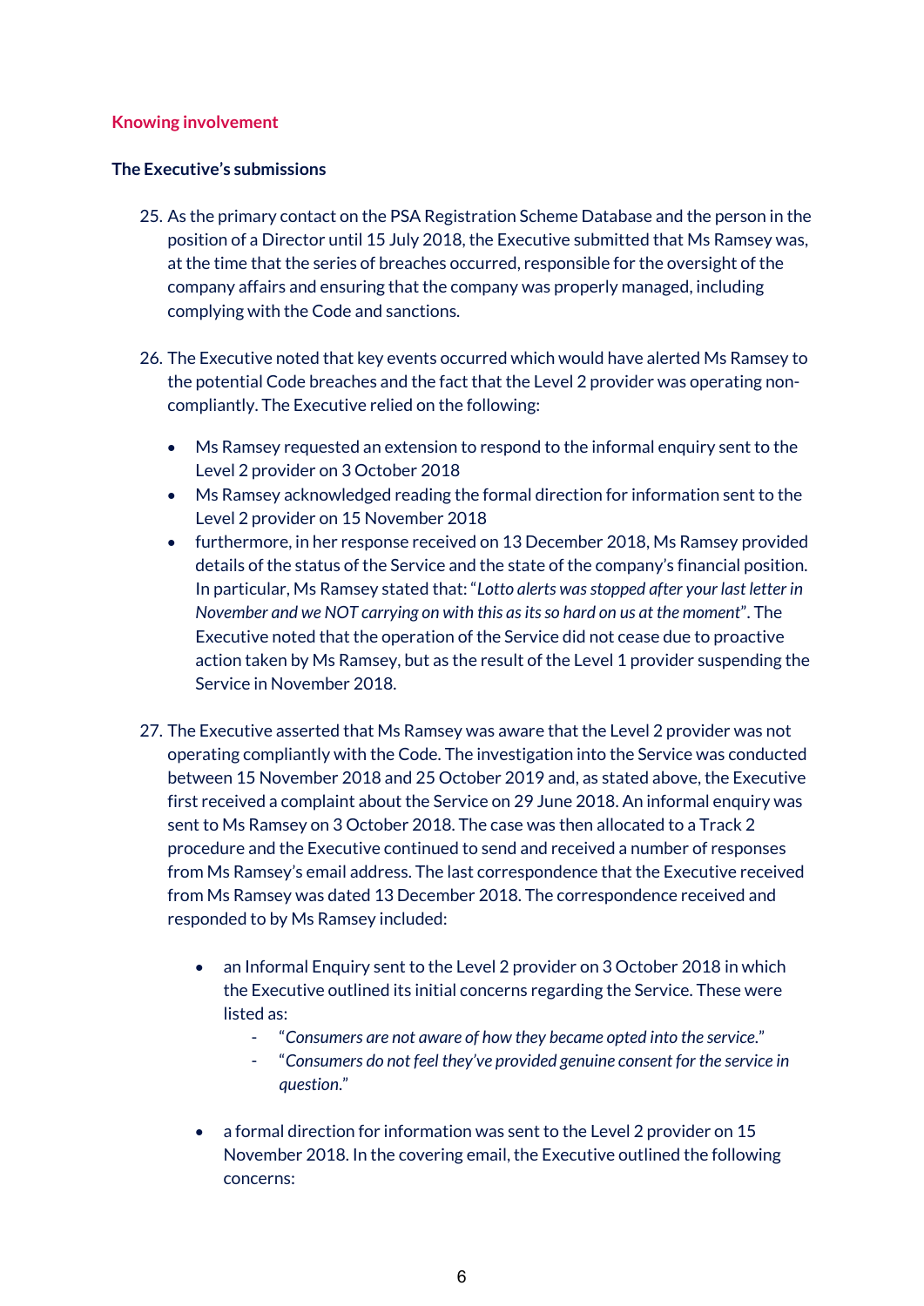## Knowing involvement

### The Executive's submissions

25. As the primary contact on the PSA Registration Scheme Database and the person in the position of a Director until 15 July 2018, the Executive submitted that Ms Ramsey was, at the time that the series of breaches occurred, responsible for the oversight of the company affairs and ensuring that the company was properly managed, including complying with the Code and sanctions.

26. The Executive noted that key events occurred which would have alerted Ms Ramsey to the potential Code breaches and the fact that the Level 2 provider was operating non-compliantly. The Executive relied on the following:

    - Ms Ramsey requested an extension to respond to the informal enquiry sent to the Level 2 provider on 3 October 2018
    - Ms Ramsey acknowledged reading the formal direction for information sent to the Level 2 provider on 15 November 2018
    - furthermore, in her response received on 13 December 2018, Ms Ramsey provided details of the status of the Service and the state of the company's financial position. In particular, Ms Ramsey stated that: "*Lotto alerts was stopped after your last letter in November and we NOT carrying on with this as its so hard on us at the moment*". The Executive noted that the operation of the Service did not cease due to proactive action taken by Ms Ramsey, but as the result of the Level 1 provider suspending the Service in November 2018.

27. The Executive asserted that Ms Ramsey was aware that the Level 2 provider was not operating compliantly with the Code. The investigation into the Service was conducted between 15 November 2018 and 25 October 2019 and, as stated above, the Executive first received a complaint about the Service on 29 June 2018. An informal enquiry was sent to Ms Ramsey on 3 October 2018. The case was then allocated to a Track 2 procedure and the Executive continued to send and received a number of responses from Ms Ramsey's email address. The last correspondence that the Executive received from Ms Ramsey was dated 13 December 2018. The correspondence received and responded to by Ms Ramsey included:

    - an Informal Enquiry sent to the Level 2 provider on 3 October 2018 in which the Executive outlined its initial concerns regarding the Service. These were listed as:
        - "*Consumers are not aware of how they became opted into the service.*"
        - "*Consumers do not feel they've provided genuine consent for the service in question.*"

    - a formal direction for information was sent to the Level 2 provider on 15 November 2018. In the covering email, the Executive outlined the following concerns: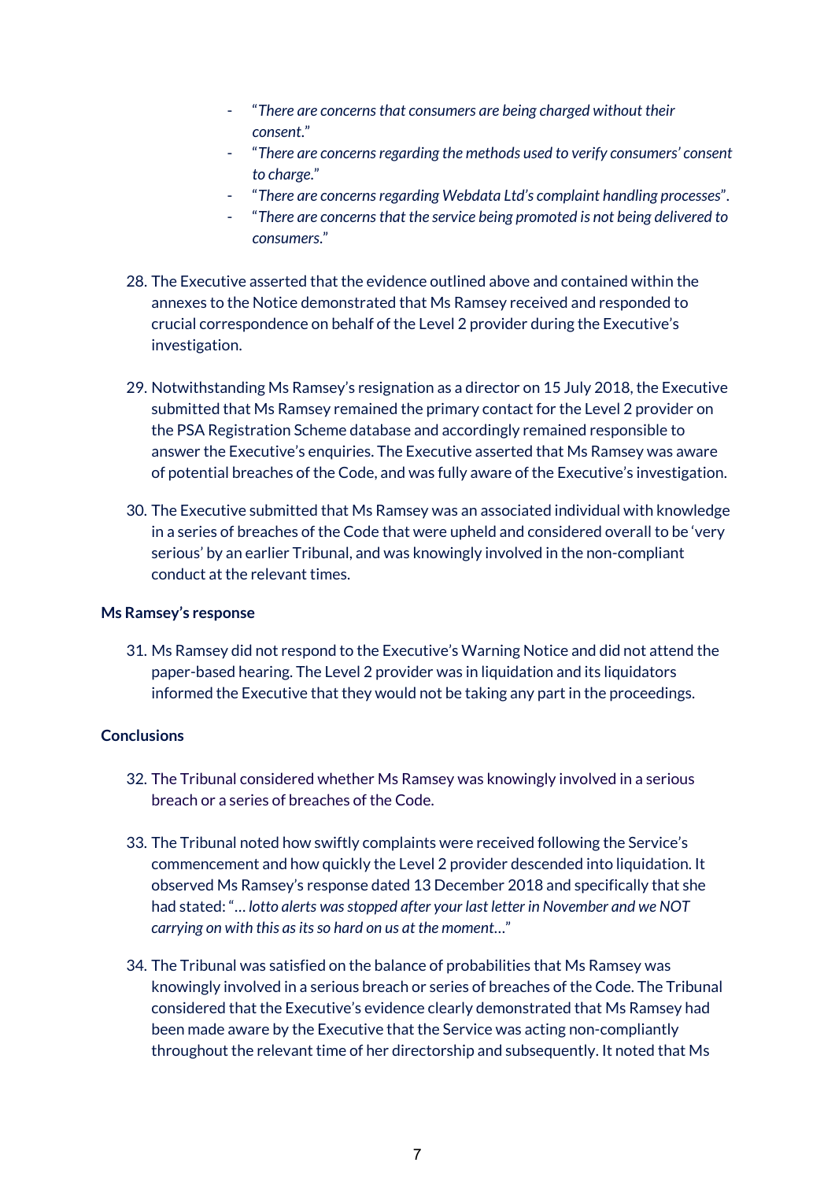- "*There are concerns that consumers are being charged without their consent.*"
- "*There are concerns regarding the methods used to verify consumers' consent to charge.*"
- "*There are concerns regarding Webdata Ltd's complaint handling processes*".
- "*There are concerns that the service being promoted is not being delivered to consumers.*"

28. The Executive asserted that the evidence outlined above and contained within the annexes to the Notice demonstrated that Ms Ramsey received and responded to crucial correspondence on behalf of the Level 2 provider during the Executive's investigation.

29. Notwithstanding Ms Ramsey's resignation as a director on 15 July 2018, the Executive submitted that Ms Ramsey remained the primary contact for the Level 2 provider on the PSA Registration Scheme database and accordingly remained responsible to answer the Executive's enquiries. The Executive asserted that Ms Ramsey was aware of potential breaches of the Code, and was fully aware of the Executive's investigation.

30. The Executive submitted that Ms Ramsey was an associated individual with knowledge in a series of breaches of the Code that were upheld and considered overall to be 'very serious' by an earlier Tribunal, and was knowingly involved in the non-compliant conduct at the relevant times.

**Ms Ramsey's response**

31. Ms Ramsey did not respond to the Executive's Warning Notice and did not attend the paper-based hearing. The Level 2 provider was in liquidation and its liquidators informed the Executive that they would not be taking any part in the proceedings.

**Conclusions**

32. The Tribunal considered whether Ms Ramsey was knowingly involved in a serious breach or a series of breaches of the Code.

33. The Tribunal noted how swiftly complaints were received following the Service's commencement and how quickly the Level 2 provider descended into liquidation. It observed Ms Ramsey's response dated 13 December 2018 and specifically that she had stated: "*… lotto alerts was stopped after your last letter in November and we NOT carrying on with this as its so hard on us at the moment…*"

34. The Tribunal was satisfied on the balance of probabilities that Ms Ramsey was knowingly involved in a serious breach or series of breaches of the Code. The Tribunal considered that the Executive's evidence clearly demonstrated that Ms Ramsey had been made aware by the Executive that the Service was acting non-compliantly throughout the relevant time of her directorship and subsequently. It noted that Ms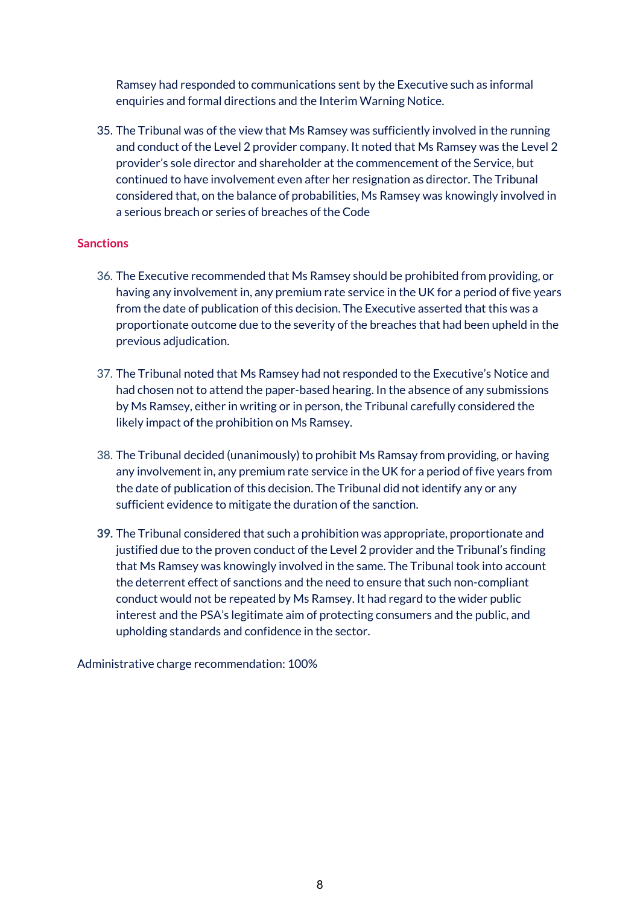Ramsey had responded to communications sent by the Executive such as informal enquiries and formal directions and the Interim Warning Notice.

35. The Tribunal was of the view that Ms Ramsey was sufficiently involved in the running and conduct of the Level 2 provider company. It noted that Ms Ramsey was the Level 2 provider's sole director and shareholder at the commencement of the Service, but continued to have involvement even after her resignation as director. The Tribunal considered that, on the balance of probabilities, Ms Ramsey was knowingly involved in a serious breach or series of breaches of the Code

## Sanctions

36. The Executive recommended that Ms Ramsey should be prohibited from providing, or having any involvement in, any premium rate service in the UK for a period of five years from the date of publication of this decision. The Executive asserted that this was a proportionate outcome due to the severity of the breaches that had been upheld in the previous adjudication.

37. The Tribunal noted that Ms Ramsey had not responded to the Executive's Notice and had chosen not to attend the paper-based hearing. In the absence of any submissions by Ms Ramsey, either in writing or in person, the Tribunal carefully considered the likely impact of the prohibition on Ms Ramsey.

38. The Tribunal decided (unanimously) to prohibit Ms Ramsay from providing, or having any involvement in, any premium rate service in the UK for a period of five years from the date of publication of this decision. The Tribunal did not identify any or any sufficient evidence to mitigate the duration of the sanction.

39. The Tribunal considered that such a prohibition was appropriate, proportionate and justified due to the proven conduct of the Level 2 provider and the Tribunal's finding that Ms Ramsey was knowingly involved in the same. The Tribunal took into account the deterrent effect of sanctions and the need to ensure that such non-compliant conduct would not be repeated by Ms Ramsey. It had regard to the wider public interest and the PSA's legitimate aim of protecting consumers and the public, and upholding standards and confidence in the sector.

Administrative charge recommendation: 100%